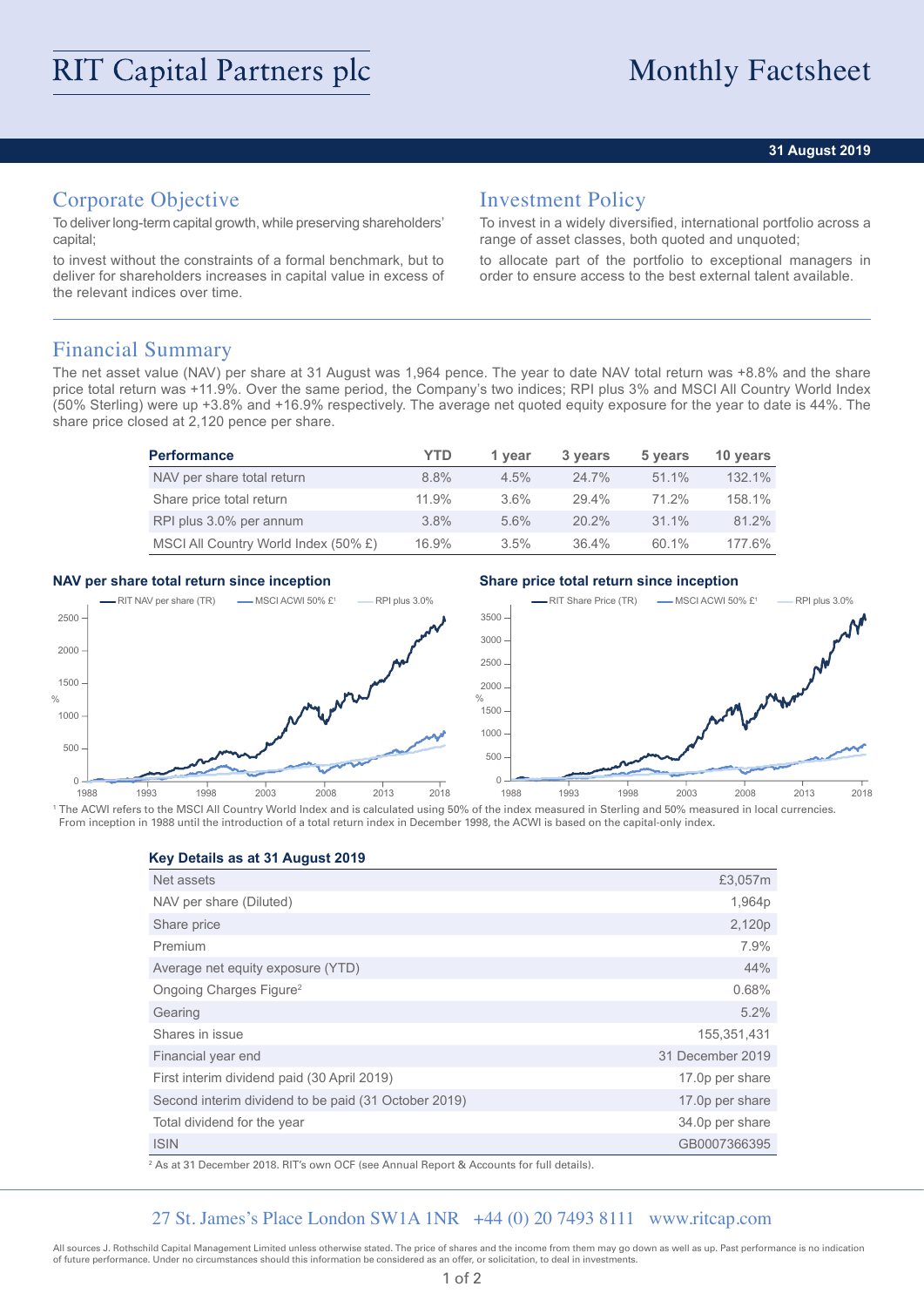# RIT Capital Partners plc

# Monthly Factsheet

**31 August 2019**

## Corporate Objective

To deliver long-term capital growth, while preserving shareholders' capital;

to invest without the constraints of a formal benchmark, but to deliver for shareholders increases in capital value in excess of the relevant indices over time.

## Investment Policy

To invest in a widely diversified, international portfolio across a range of asset classes, both quoted and unquoted;

to allocate part of the portfolio to exceptional managers in order to ensure access to the best external talent available.

## Financial Summary

The net asset value (NAV) per share at 31 August was 1,964 pence. The year to date NAV total return was +8.8% and the share price total return was +11.9%. Over the same period, the Company's two indices; RPI plus 3% and MSCI All Country World Index (50% Sterling) were up +3.8% and +16.9% respectively. The average net quoted equity exposure for the year to date is 44%. The share price closed at 2,120 pence per share.

| Performance | YTD | 1 year | 3 years | 5 years | 10 years |
|---|---|---|---|---|---|
| NAV per share total return | 8.8% | 4.5% | 24.7% | 51.1% | 132.1% |
| Share price total return | 11.9% | 3.6% | 29.4% | 71.2% | 158.1% |
| RPI plus 3.0% per annum | 3.8% | 5.6% | 20.2% | 31.1% | 81.2% |
| MSCI All Country World Index (50% £) | 16.9% | 3.5% | 36.4% | 60.1% | 177.6% |

**NAV per share total return since inception**

**Share price total return since inception**

[1] The ACWI refers to the MSCI All Country World Index and is calculated using 50% of the index measured in Sterling and 50% measured in local currencies. From inception in 1988 until the introduction of a total return index in December 1998, the ACWI is based on the capital-only index.

**Key Details as at 31 August 2019**

| | |
|---|---|
| Net assets | £3,057m |
| NAV per share (Diluted) | 1,964p |
| Share price | 2,120p |
| Premium | 7.9% |
| Average net equity exposure (YTD) | 44% |
| Ongoing Charges Figure[2] | 0.68% |
| Gearing | 5.2% |
| Shares in issue | 155,351,431 |
| Financial year end | 31 December 2019 |
| First interim dividend paid (30 April 2019) | 17.0p per share |
| Second interim dividend to be paid (31 October 2019) | 17.0p per share |
| Total dividend for the year | 34.0p per share |
| ISIN | GB0007366395 |

[2] As at 31 December 2018. RIT's own OCF (see Annual Report & Accounts for full details).

27 St. James's Place London SW1A 1NR +44 (0) 20 7493 8111 www.ritcap.com

All sources J. Rothschild Capital Management Limited unless otherwise stated. The price of shares and the income from them may go down as well as up. Past performance is no indication of future performance. Under no circumstances should this information be considered as an offer, or solicitation, to deal in investments.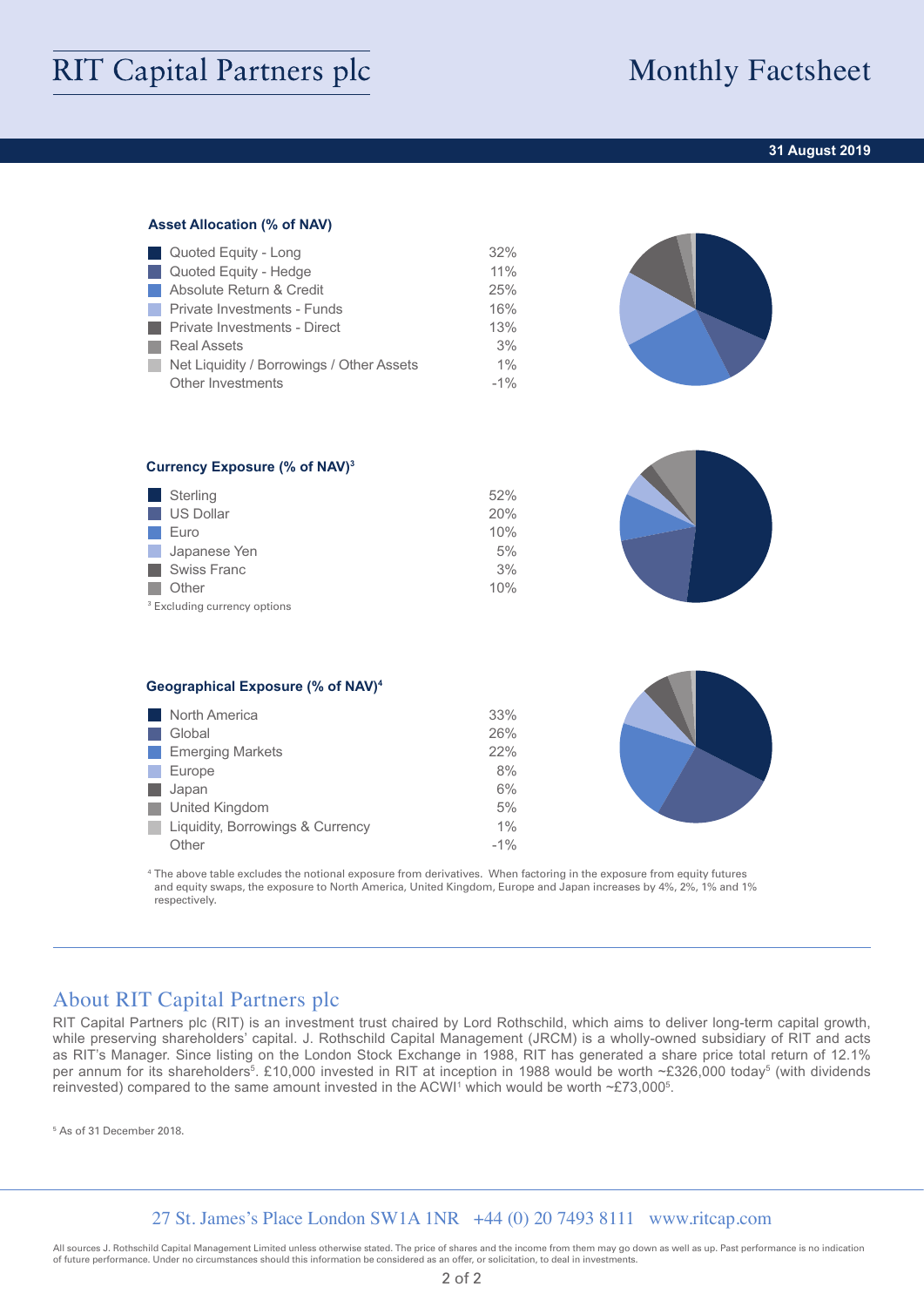# RIT Capital Partners plc

## Monthly Factsheet

**31 August 2019**

### Asset Allocation (% of NAV)

| | |
|---|---|
| Quoted Equity - Long | 32% |
| Quoted Equity - Hedge | 11% |
| Absolute Return & Credit | 25% |
| Private Investments - Funds | 16% |
| Private Investments - Direct | 13% |
| Real Assets | 3% |
| Net Liquidity / Borrowings / Other Assets | 1% |
| Other Investments | -1% |

### Currency Exposure (% of NAV)[3]

| | |
|---|---|
| Sterling | 52% |
| US Dollar | 20% |
| Euro | 10% |
| Japanese Yen | 5% |
| Swiss Franc | 3% |
| Other | 10% |

[3] Excluding currency options

### Geographical Exposure (% of NAV)[4]

| | |
|---|---|
| North America | 33% |
| Global | 26% |
| Emerging Markets | 22% |
| Europe | 8% |
| Japan | 6% |
| United Kingdom | 5% |
| Liquidity, Borrowings & Currency | 1% |
| Other | -1% |

[4] The above table excludes the notional exposure from derivatives. When factoring in the exposure from equity futures and equity swaps, the exposure to North America, United Kingdom, Europe and Japan increases by 4%, 2%, 1% and 1% respectively.

## About RIT Capital Partners plc

RIT Capital Partners plc (RIT) is an investment trust chaired by Lord Rothschild, which aims to deliver long-term capital growth, while preserving shareholders' capital. J. Rothschild Capital Management (JRCM) is a wholly-owned subsidiary of RIT and acts as RIT's Manager. Since listing on the London Stock Exchange in 1988, RIT has generated a share price total return of 12.1% per annum for its shareholders[5]. £10,000 invested in RIT at inception in 1988 would be worth ~£326,000 today[5] (with dividends reinvested) compared to the same amount invested in the ACWI[1] which would be worth ~£73,000[5].

[5] As of 31 December 2018.

27 St. James's Place London SW1A 1NR +44 (0) 20 7493 8111 www.ritcap.com

All sources J. Rothschild Capital Management Limited unless otherwise stated. The price of shares and the income from them may go down as well as up. Past performance is no indication of future performance. Under no circumstances should this information be considered as an offer, or solicitation, to deal in investments.